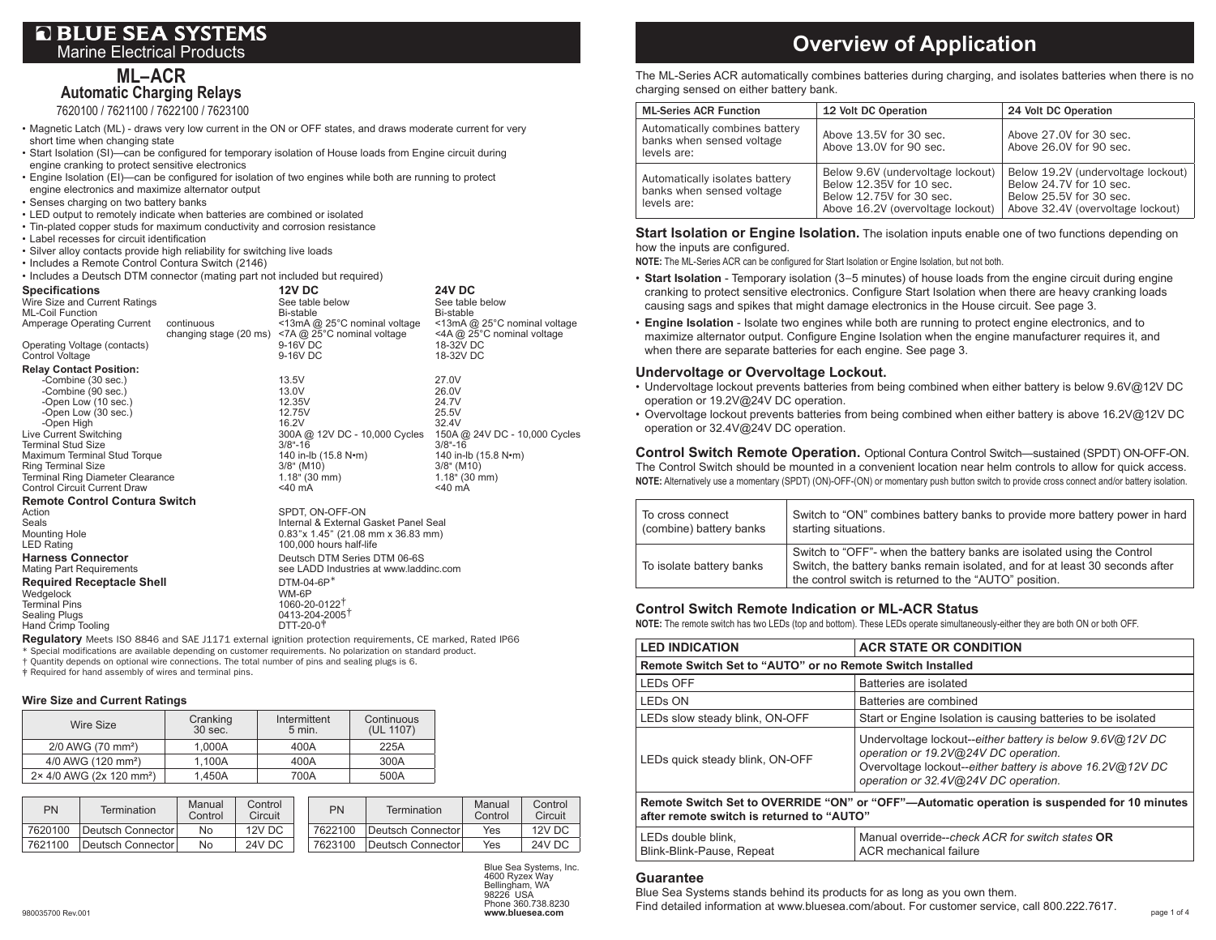# BLUE SEA SYSTEMS

Marine Electrical Products

## ML–ACR

### Automatic Charging Relays

7620100 / 7621100 / 7622100 / 7623100

- Magnetic Latch (ML) - draws very low current in the ON or OFF states, and draws moderate current for very short time when changing state
- Start Isolation (SI)—can be configured for temporary isolation of House loads from Engine circuit during engine cranking to protect sensitive electronics
- Engine Isolation (EI)—can be configured for isolation of two engines while both are running to protect engine electronics and maximize alternator output
- Senses charging on two battery banks
- LED output to remotely indicate when batteries are combined or isolated
- Tin-plated copper studs for maximum conductivity and corrosion resistance
- Label recesses for circuit identification
- Silver alloy contacts provide high reliability for switching live loads
- Includes a Remote Control Contura Switch (2146)
- Includes a Deutsch DTM connector (mating part not included but required)

| Specifications | | 12V DC | 24V DC |
|---|---|---|---|
| Wire Size and Current Ratings | | See table below | See table below |
| ML-Coil Function | | Bi-stable | Bi-stable |
| Amperage Operating Current | continuous | <13mA @ 25°C nominal voltage | <13mA @ 25°C nominal voltage |
| | changing stage (20 ms) | <7A @ 25°C nominal voltage | <4A @ 25°C nominal voltage |
| Operating Voltage (contacts) | | 9-16V DC | 18-32V DC |
| Control Voltage | | 9-16V DC | 18-32V DC |
| **Relay Contact Position:** | | | |
| -Combine (30 sec.) | | 13.5V | 27.0V |
| -Combine (90 sec.) | | 13.0V | 26.0V |
| -Open Low (10 sec.) | | 12.35V | 24.7V |
| -Open Low (30 sec.) | | 12.75V | 25.5V |
| -Open High | | 16.2V | 32.4V |
| Live Current Switching | | 300A @ 12V DC - 10,000 Cycles | 150A @ 24V DC - 10,000 Cycles |
| Terminal Stud Size | | 3/8"-16 | 3/8"-16 |
| Maximum Terminal Stud Torque | | 140 in-lb (15.8 N•m) | 140 in-lb (15.8 N•m) |
| Ring Terminal Size | | 3/8" (M10) | 3/8" (M10) |
| Terminal Ring Diameter Clearance | | 1.18" (30 mm) | 1.18" (30 mm) |
| Control Circuit Current Draw | | <40 mA | <40 mA |

**Remote Control Contura Switch**

| | |
|---|---|
| Action | SPDT, ON-OFF-ON |
| Seals | Internal & External Gasket Panel Seal |
| Mounting Hole | 0.83"x 1.45" (21.08 mm x 36.83 mm) |
| LED Rating | 100,000 hours half-life |
| **Harness Connector** | Deutsch DTM Series DTM 06-6S |
| Mating Part Requirements | see LADD Industries at www.laddinc.com |
| **Required Receptacle Shell** | DTM-04-6P* |
| Wedgelock | WM-6P |
| Terminal Pins | 1060-20-0122† |
| Sealing Plugs | 0413-204-2005† |
| Hand Crimp Tooling | DTT-20-0‡ |

**Regulatory** Meets ISO 8846 and SAE J1171 external ignition protection requirements, CE marked, Rated IP66

\* Special modifications are available depending on customer requirements. No polarization on standard product.

† Quantity depends on optional wire connections. The total number of pins and sealing plugs is 6.

‡ Required for hand assembly of wires and terminal pins.

### Wire Size and Current Ratings

| Wire Size | Cranking 30 sec. | Intermittent 5 min. | Continuous (UL 1107) |
|---|---|---|---|
| 2/0 AWG (70 mm²) | 1,000A | 400A | 225A |
| 4/0 AWG (120 mm²) | 1,100A | 400A | 300A |
| 2× 4/0 AWG (2x 120 mm²) | 1,450A | 700A | 500A |

| PN | Termination | Manual Control | Control Circuit |
|---|---|---|---|
| 7620100 | Deutsch Connector | No | 12V DC |
| 7621100 | Deutsch Connector | No | 24V DC |
| 7622100 | Deutsch Connector | Yes | 12V DC |
| 7623100 | Deutsch Connector | Yes | 24V DC |

Blue Sea Systems, Inc.
4600 Ryzex Way
Bellingham, WA
98226 USA
Phone 360.738.8230
**www.bluesea.com**

980035700 Rev.001

# Overview of Application

The ML-Series ACR automatically combines batteries during charging, and isolates batteries when there is no charging sensed on either battery bank.

| ML-Series ACR Function | 12 Volt DC Operation | 24 Volt DC Operation |
|---|---|---|
| Automatically combines battery banks when sensed voltage levels are: | Above 13.5V for 30 sec.<br>Above 13.0V for 90 sec. | Above 27.0V for 30 sec.<br>Above 26.0V for 90 sec. |
| Automatically isolates battery banks when sensed voltage levels are: | Below 9.6V (undervoltage lockout)<br>Below 12.35V for 10 sec.<br>Below 12.75V for 30 sec.<br>Above 16.2V (overvoltage lockout) | Below 19.2V (undervoltage lockout)<br>Below 24.7V for 10 sec.<br>Below 25.5V for 30 sec.<br>Above 32.4V (overvoltage lockout) |

**Start Isolation or Engine Isolation.** The isolation inputs enable one of two functions depending on how the inputs are configured.

**NOTE:** The ML-Series ACR can be configured for Start Isolation or Engine Isolation, but not both.

- **Start Isolation** - Temporary isolation (3–5 minutes) of house loads from the engine circuit during engine cranking to protect sensitive electronics. Configure Start Isolation when there are heavy cranking loads causing sags and spikes that might damage electronics in the House circuit. See page 3.
- **Engine Isolation** - Isolate two engines while both are running to protect engine electronics, and to maximize alternator output. Configure Engine Isolation when the engine manufacturer requires it, and when there are separate batteries for each engine. See page 3.

### Undervoltage or Overvoltage Lockout.

- Undervoltage lockout prevents batteries from being combined when either battery is below 9.6V@12V DC operation or 19.2V@24V DC operation.
- Overvoltage lockout prevents batteries from being combined when either battery is above 16.2V@12V DC operation or 32.4V@24V DC operation.

**Control Switch Remote Operation.** Optional Contura Control Switch—sustained (SPDT) ON-OFF-ON. The Control Switch should be mounted in a convenient location near helm controls to allow for quick access.

**NOTE:** Alternatively use a momentary (SPDT) (ON)-OFF-(ON) or momentary push button switch to provide cross connect and/or battery isolation.

| | |
|---|---|
| To cross connect (combine) battery banks | Switch to "ON" combines battery banks to provide more battery power in hard starting situations. |
| To isolate battery banks | Switch to "OFF"- when the battery banks are isolated using the Control Switch, the battery banks remain isolated, and for at least 30 seconds after the control switch is returned to the "AUTO" position. |

### Control Switch Remote Indication or ML-ACR Status

**NOTE:** The remote switch has two LEDs (top and bottom). These LEDs operate simultaneously-either they are both ON or both OFF.

| LED INDICATION | ACR STATE OR CONDITION |
|---|---|
| **Remote Switch Set to "AUTO" or no Remote Switch Installed** | |
| LEDs OFF | Batteries are isolated |
| LEDs ON | Batteries are combined |
| LEDs slow steady blink, ON-OFF | Start or Engine Isolation is causing batteries to be isolated |
| LEDs quick steady blink, ON-OFF | Undervoltage lockout--*either battery is below 9.6V@12V DC operation or 19.2V@24V DC operation.*<br>Overvoltage lockout--*either battery is above 16.2V@12V DC operation or 32.4V@24V DC operation.* |
| **Remote Switch Set to OVERRIDE "ON" or "OFF"—Automatic operation is suspended for 10 minutes after remote switch is returned to "AUTO"** | |
| LEDs double blink, Blink-Blink-Pause, Repeat | Manual override--*check ACR for switch states* **OR** ACR mechanical failure |

### Guarantee

Blue Sea Systems stands behind its products for as long as you own them.
Find detailed information at www.bluesea.com/about. For customer service, call 800.222.7617.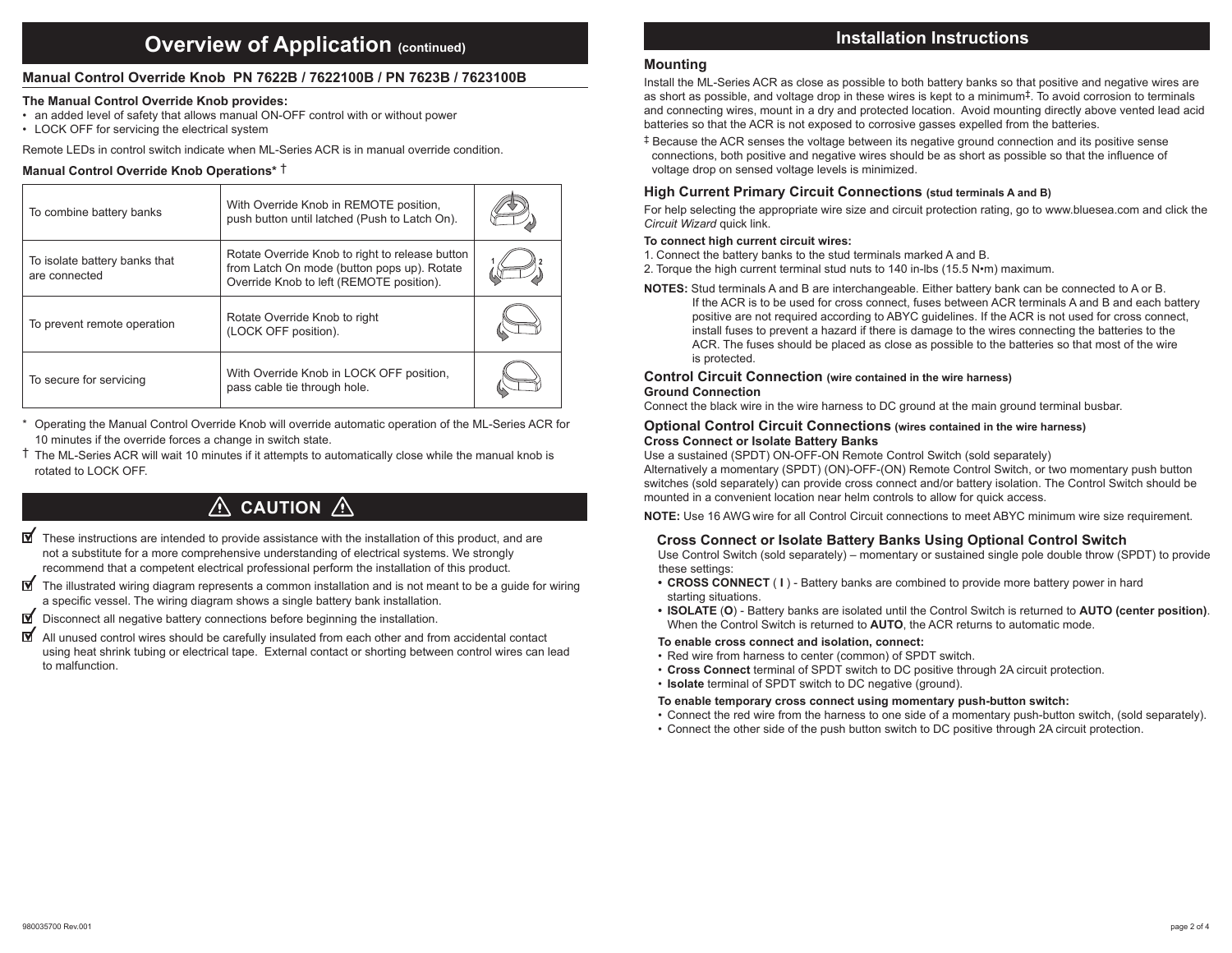# Overview of Application (continued)

## Manual Control Override Knob PN 7622B / 7622100B / PN 7623B / 7623100B

**The Manual Control Override Knob provides:**

- an added level of safety that allows manual ON-OFF control with or without power
- LOCK OFF for servicing the electrical system

Remote LEDs in control switch indicate when ML-Series ACR is in manual override condition.

**Manual Control Override Knob Operations*** †

| | | |
|---|---|---|
| To combine battery banks | With Override Knob in REMOTE position, push button until latched (Push to Latch On). | |
| To isolate battery banks that are connected | Rotate Override Knob to right to release button from Latch On mode (button pops up). Rotate Override Knob to left (REMOTE position). | |
| To prevent remote operation | Rotate Override Knob to right (LOCK OFF position). | |
| To secure for servicing | With Override Knob in LOCK OFF position, pass cable tie through hole. | |

\* Operating the Manual Control Override Knob will override automatic operation of the ML-Series ACR for 10 minutes if the override forces a change in switch state.

† The ML-Series ACR will wait 10 minutes if it attempts to automatically close while the manual knob is rotated to LOCK OFF.

## ⚠ CAUTION ⚠

- ☑ These instructions are intended to provide assistance with the installation of this product, and are not a substitute for a more comprehensive understanding of electrical systems. We strongly recommend that a competent electrical professional perform the installation of this product.
- ☑ The illustrated wiring diagram represents a common installation and is not meant to be a guide for wiring a specific vessel. The wiring diagram shows a single battery bank installation.
- ☑ Disconnect all negative battery connections before beginning the installation.
- ☑ All unused control wires should be carefully insulated from each other and from accidental contact using heat shrink tubing or electrical tape. External contact or shorting between control wires can lead to malfunction.

# Installation Instructions

### Mounting

Install the ML-Series ACR as close as possible to both battery banks so that positive and negative wires are as short as possible, and voltage drop in these wires is kept to a minimum‡. To avoid corrosion to terminals and connecting wires, mount in a dry and protected location. Avoid mounting directly above vented lead acid batteries so that the ACR is not exposed to corrosive gasses expelled from the batteries.

‡ Because the ACR senses the voltage between its negative ground connection and its positive sense connections, both positive and negative wires should be as short as possible so that the influence of voltage drop on sensed voltage levels is minimized.

### High Current Primary Circuit Connections (stud terminals A and B)

For help selecting the appropriate wire size and circuit protection rating, go to www.bluesea.com and click the *Circuit Wizard* quick link.

**To connect high current circuit wires:**

1. Connect the battery banks to the stud terminals marked A and B.
2. Torque the high current terminal stud nuts to 140 in-lbs (15.5 N•m) maximum.

**NOTES:** Stud terminals A and B are interchangeable. Either battery bank can be connected to A or B. If the ACR is to be used for cross connect, fuses between ACR terminals A and B and each battery positive are not required according to ABYC guidelines. If the ACR is not used for cross connect, install fuses to prevent a hazard if there is damage to the wires connecting the batteries to the ACR. The fuses should be placed as close as possible to the batteries so that most of the wire is protected.

### Control Circuit Connection (wire contained in the wire harness)

**Ground Connection**

Connect the black wire in the wire harness to DC ground at the main ground terminal busbar.

### Optional Control Circuit Connections (wires contained in the wire harness)

**Cross Connect or Isolate Battery Banks**

Use a sustained (SPDT) ON-OFF-ON Remote Control Switch (sold separately)
Alternatively a momentary (SPDT) (ON)-OFF-(ON) Remote Control Switch, or two momentary push button switches (sold separately) can provide cross connect and/or battery isolation. The Control Switch should be mounted in a convenient location near helm controls to allow for quick access.

**NOTE:** Use 16 AWG wire for all Control Circuit connections to meet ABYC minimum wire size requirement.

#### Cross Connect or Isolate Battery Banks Using Optional Control Switch

Use Control Switch (sold separately) – momentary or sustained single pole double throw (SPDT) to provide these settings:

- **CROSS CONNECT** ( **I** ) - Battery banks are combined to provide more battery power in hard starting situations.
- **ISOLATE** (**O**) - Battery banks are isolated until the Control Switch is returned to **AUTO (center position)**. When the Control Switch is returned to **AUTO**, the ACR returns to automatic mode.

**To enable cross connect and isolation, connect:**

- Red wire from harness to center (common) of SPDT switch.
- **Cross Connect** terminal of SPDT switch to DC positive through 2A circuit protection.
- **Isolate** terminal of SPDT switch to DC negative (ground).

**To enable temporary cross connect using momentary push-button switch:**

- Connect the red wire from the harness to one side of a momentary push-button switch, (sold separately).
- Connect the other side of the push button switch to DC positive through 2A circuit protection.

980035700 Rev.001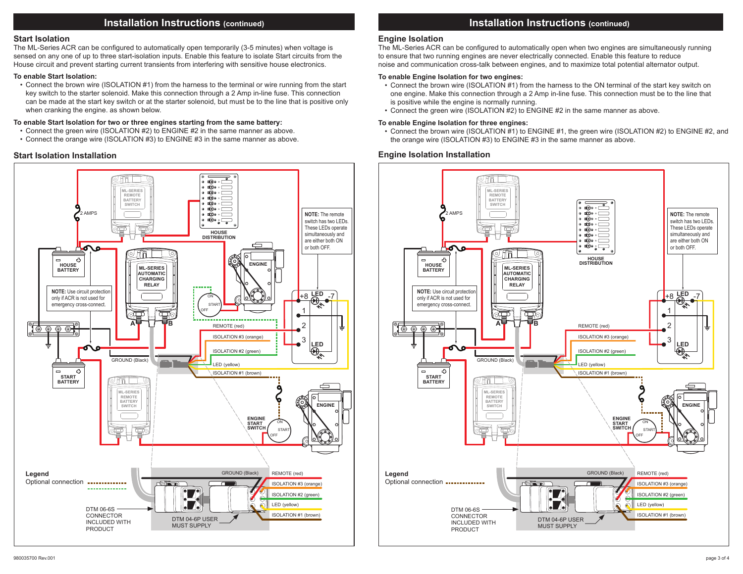## Installation Instructions (continued)

### Start Isolation

The ML-Series ACR can be configured to automatically open temporarily (3-5 minutes) when voltage is sensed on any one of up to three start-isolation inputs. Enable this feature to isolate Start circuits from the House circuit and prevent starting current transients from interfering with sensitive house electronics.

**To enable Start Isolation:**

- Connect the brown wire (ISOLATION #1) from the harness to the terminal or wire running from the start key switch to the starter solenoid. Make this connection through a 2 Amp in-line fuse. This connection can be made at the start key switch or at the starter solenoid, but must be to the line that is positive only when cranking the engine. as shown below.

**To enable Start Isolation for two or three engines starting from the same battery:**

- Connect the green wire (ISOLATION #2) to ENGINE #2 in the same manner as above.
- Connect the orange wire (ISOLATION #3) to ENGINE #3 in the same manner as above.

### Start Isolation Installation

2 AMPS

ML-SERIES REMOTE BATTERY SWITCH

HOUSE DISTRIBUTION

ENGINE

NOTE: The remote switch has two LEDs. These LEDs operate simultaneously and are either both ON or both OFF.

HOUSE BATTERY

ML-SERIES AUTOMATIC CHARGING RELAY

A B

NOTE: Use circuit protection only if ACR is not used for emergency cross-connect.

ON START OFF

+8 LED -7

1 2 3

LED

REMOTE (red)

ISOLATION #3 (orange)

ISOLATION #2 (green)

GROUND (Black)

LED (yellow)

ISOLATION #1 (brown)

START BATTERY

ML-SERIES REMOTE BATTERY SWITCH

ENGINE START SWITCH

ON START OFF

ENGINE

Legend

Optional connection

GROUND (Black) REMOTE (red) ISOLATION #3 (orange) ISOLATION #2 (green) LED (yellow) ISOLATION #1 (brown)

DTM 06-6S CONNECTOR INCLUDED WITH PRODUCT

DTM 04-6P USER MUST SUPPLY

## Installation Instructions (continued)

### Engine Isolation

The ML-Series ACR can be configured to automatically open when two engines are simultaneously running to ensure that two running engines are never electrically connected. Enable this feature to reduce noise and communication cross-talk between engines, and to maximize total potential alternator output.

**To enable Engine Isolation for two engines:**

- Connect the brown wire (ISOLATION #1) from the harness to the ON terminal of the start key switch on one engine. Make this connection through a 2 Amp in-line fuse. This connection must be to the line that is positive while the engine is normally running.
- Connect the green wire (ISOLATION #2) to ENGINE #2 in the same manner as above.

**To enable Engine Isolation for three engines:**

- Connect the brown wire (ISOLATION #1) to ENGINE #1, the green wire (ISOLATION #2) to ENGINE #2, and the orange wire (ISOLATION #3) to ENGINE #3 in the same manner as above.

### Engine Isolation Installation

2 AMPS

ML-SERIES REMOTE BATTERY SWITCH

HOUSE DISTRIBUTION

NOTE: The remote switch has two LEDs. These LEDs operate simultaneously and are either both ON or both OFF.

HOUSE BATTERY

ML-SERIES AUTOMATIC CHARGING RELAY

A B

NOTE: Use circuit protection only if ACR is not used for emergency cross-connect.

+8 LED -7

1 2 3

LED

REMOTE (red)

ISOLATION #3 (orange)

ISOLATION #2 (green)

GROUND (Black)

LED (yellow)

ISOLATION #1 (brown)

START BATTERY

ML-SERIES REMOTE BATTERY SWITCH

ENGINE START SWITCH

ON START OFF

ENGINE

Legend

Optional connection

GROUND (Black) REMOTE (red) ISOLATION #3 (orange) ISOLATION #2 (green) LED (yellow) ISOLATION #1 (brown)

DTM 06-6S CONNECTOR INCLUDED WITH PRODUCT

DTM 04-6P USER MUST SUPPLY

980035700 Rev.001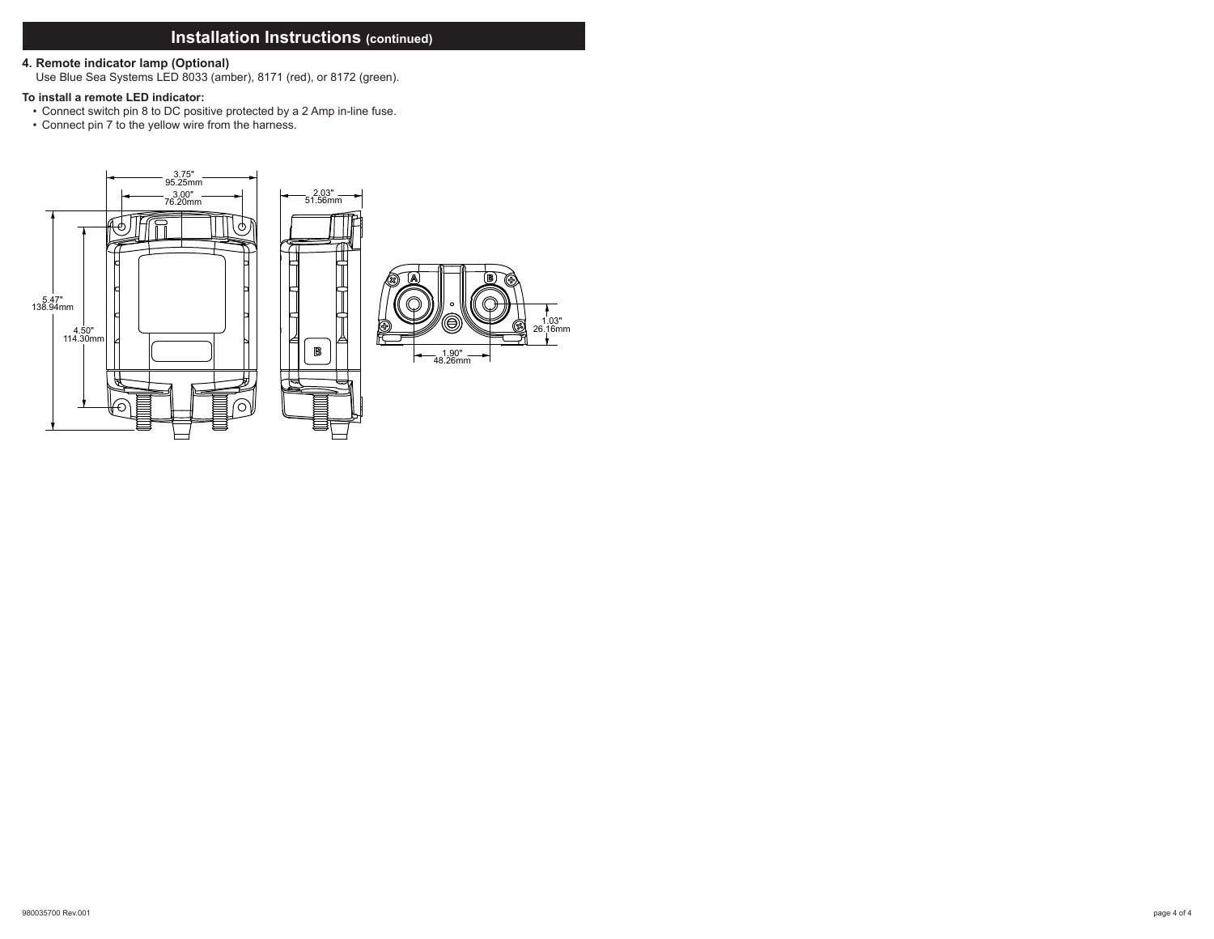## Installation Instructions (continued)

**4. Remote indicator lamp (Optional)**
Use Blue Sea Systems LED 8033 (amber), 8171 (red), or 8172 (green).

**To install a remote LED indicator:**

- Connect switch pin 8 to DC positive protected by a 2 Amp in-line fuse.
- Connect pin 7 to the yellow wire from the harness.

3.75"
95.25mm

3.00"
76.20mm

2.03"
51.56mm

5.47"
138.94mm

4.50"
114.30mm

1.03"
26.16mm

1.90"
48.26mm

980035700 Rev.001